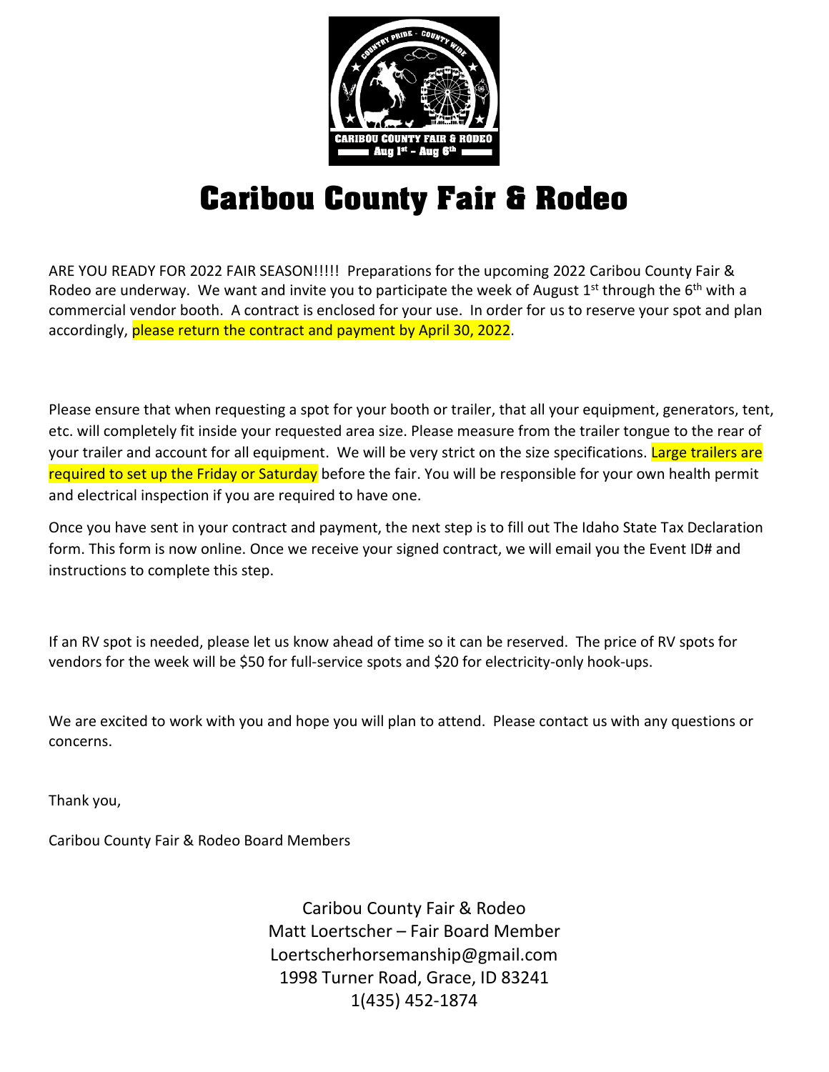# Caribou County Fair & Rodeo

ARE YOU READY FOR 2022 FAIR SEASON!!!!! Preparations for the upcoming 2022 Caribou County Fair & Rodeo are underway. We want and invite you to participate the week of August 1st through the 6th with a commercial vendor booth. A contract is enclosed for your use. In order for us to reserve your spot and plan accordingly, please return the contract and payment by April 30, 2022.

Please ensure that when requesting a spot for your booth or trailer, that all your equipment, generators, tent, etc. will completely fit inside your requested area size. Please measure from the trailer tongue to the rear of your trailer and account for all equipment. We will be very strict on the size specifications. Large trailers are required to set up the Friday or Saturday before the fair. You will be responsible for your own health permit and electrical inspection if you are required to have one.

Once you have sent in your contract and payment, the next step is to fill out The Idaho State Tax Declaration form. This form is now online. Once we receive your signed contract, we will email you the Event ID# and instructions to complete this step.

If an RV spot is needed, please let us know ahead of time so it can be reserved. The price of RV spots for vendors for the week will be $50 for full-service spots and $20 for electricity-only hook-ups.

We are excited to work with you and hope you will plan to attend. Please contact us with any questions or concerns.

Thank you,

Caribou County Fair & Rodeo Board Members

Caribou County Fair & Rodeo
Matt Loertscher – Fair Board Member
Loertscherhorsemanship@gmail.com
1998 Turner Road, Grace, ID 83241
1(435) 452-1874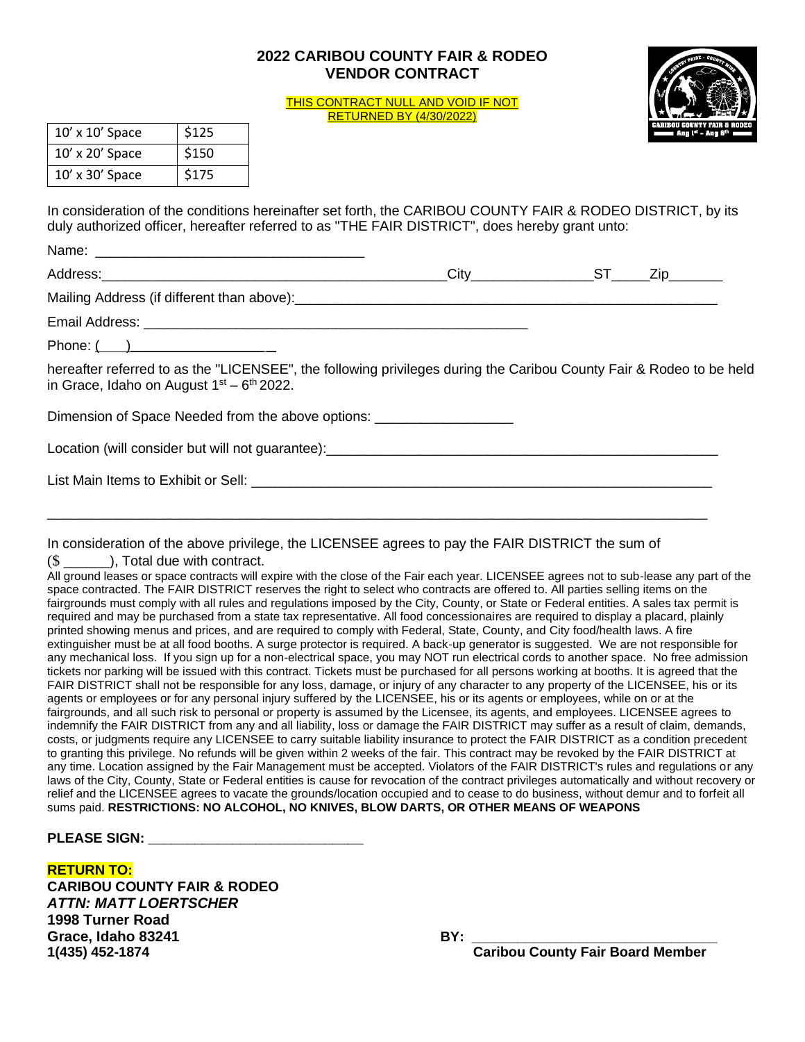# 2022 CARIBOU COUNTY FAIR & RODEO
# VENDOR CONTRACT

THIS CONTRACT NULL AND VOID IF NOT RETURNED BY (4/30/2022)

| | |
|---|---|
| 10' x 10' Space | $125 |
| 10' x 20' Space | $150 |
| 10' x 30' Space | $175 |

In consideration of the conditions hereinafter set forth, the CARIBOU COUNTY FAIR & RODEO DISTRICT, by its duly authorized officer, hereafter referred to as "THE FAIR DISTRICT", does hereby grant unto:

Name: ___________________________________

Address:_____________________________________________City________________ST_____Zip_______

Mailing Address (if different than above):_________________________________________________________

Email Address: ___________________________________________________

Phone: (   )___________________

hereafter referred to as the "LICENSEE", the following privileges during the Caribou County Fair & Rodeo to be held in Grace, Idaho on August 1st – 6th 2022.

Dimension of Space Needed from the above options: __________________

Location (will consider but will not guarantee):_____________________________________________________

List Main Items to Exhibit or Sell: _____________________________________________________________

_____________________________________________________________________________________

In consideration of the above privilege, the LICENSEE agrees to pay the FAIR DISTRICT the sum of ($ ______), Total due with contract.

All ground leases or space contracts will expire with the close of the Fair each year. LICENSEE agrees not to sub-lease any part of the space contracted. The FAIR DISTRICT reserves the right to select who contracts are offered to. All parties selling items on the fairgrounds must comply with all rules and regulations imposed by the City, County, or State or Federal entities. A sales tax permit is required and may be purchased from a state tax representative. All food concessionaires are required to display a placard, plainly printed showing menus and prices, and are required to comply with Federal, State, County, and City food/health laws. A fire extinguisher must be at all food booths. A surge protector is required. A back-up generator is suggested. We are not responsible for any mechanical loss. If you sign up for a non-electrical space, you may NOT run electrical cords to another space. No free admission tickets nor parking will be issued with this contract. Tickets must be purchased for all persons working at booths. It is agreed that the FAIR DISTRICT shall not be responsible for any loss, damage, or injury of any character to any property of the LICENSEE, his or its agents or employees or for any personal injury suffered by the LICENSEE, his or its agents or employees, while on or at the fairgrounds, and all such risk to personal or property is assumed by the Licensee, its agents, and employees. LICENSEE agrees to indemnify the FAIR DISTRICT from any and all liability, loss or damage the FAIR DISTRICT may suffer as a result of claim, demands, costs, or judgments require any LICENSEE to carry suitable liability insurance to protect the FAIR DISTRICT as a condition precedent to granting this privilege. No refunds will be given within 2 weeks of the fair. This contract may be revoked by the FAIR DISTRICT at any time. Location assigned by the Fair Management must be accepted. Violators of the FAIR DISTRICT's rules and regulations or any laws of the City, County, State or Federal entities is cause for revocation of the contract privileges automatically and without recovery or relief and the LICENSEE agrees to vacate the grounds/location occupied and to cease to do business, without demur and to forfeit all sums paid. **RESTRICTIONS: NO ALCOHOL, NO KNIVES, BLOW DARTS, OR OTHER MEANS OF WEAPONS**

**PLEASE SIGN: ____________________________**

**RETURN TO:**
**CARIBOU COUNTY FAIR & RODEO**
***ATTN: MATT LOERTSCHER***
**1998 Turner Road**
**Grace, Idaho 83241**
**1(435) 452-1874**

**BY: ________________________________**
**Caribou County Fair Board Member**